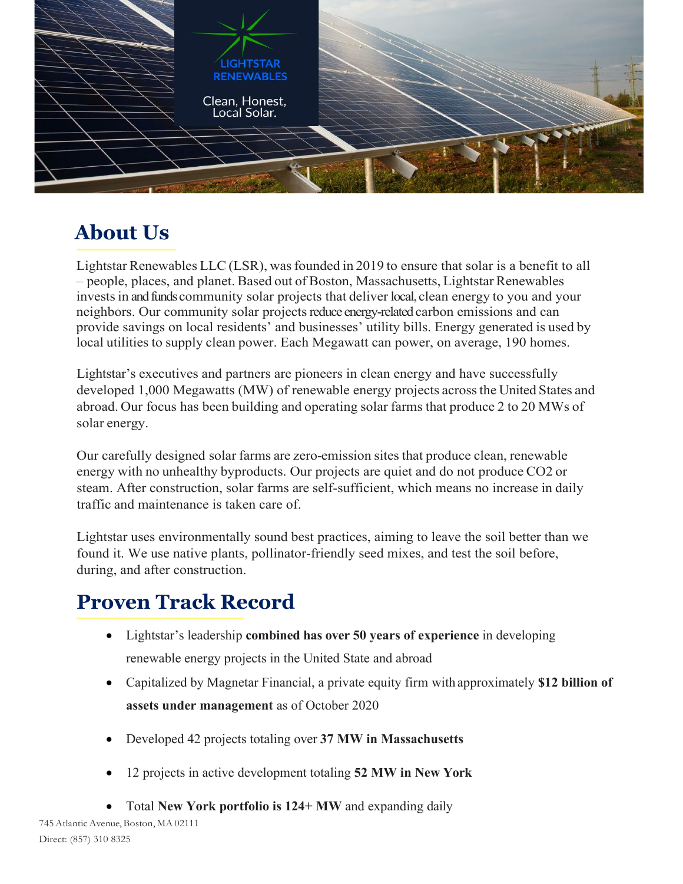LIGHTSTAR RENEWABLES

Clean, Honest, Local Solar.

## About Us

Lightstar Renewables LLC (LSR), was founded in 2019 to ensure that solar is a benefit to all – people, places, and planet. Based out of Boston, Massachusetts, Lightstar Renewables invests in and funds community solar projects that deliver local, clean energy to you and your neighbors. Our community solar projects reduce energy-related carbon emissions and can provide savings on local residents' and businesses' utility bills. Energy generated is used by local utilities to supply clean power. Each Megawatt can power, on average, 190 homes.

Lightstar's executives and partners are pioneers in clean energy and have successfully developed 1,000 Megawatts (MW) of renewable energy projects across the United States and abroad. Our focus has been building and operating solar farms that produce 2 to 20 MWs of solar energy.

Our carefully designed solar farms are zero-emission sites that produce clean, renewable energy with no unhealthy byproducts. Our projects are quiet and do not produce CO2 or steam. After construction, solar farms are self-sufficient, which means no increase in daily traffic and maintenance is taken care of.

Lightstar uses environmentally sound best practices, aiming to leave the soil better than we found it. We use native plants, pollinator-friendly seed mixes, and test the soil before, during, and after construction.

## Proven Track Record

- Lightstar's leadership **combined has over 50 years of experience** in developing renewable energy projects in the United State and abroad
- Capitalized by Magnetar Financial, a private equity firm with approximately **$12 billion of assets under management** as of October 2020
- Developed 42 projects totaling over **37 MW in Massachusetts**
- 12 projects in active development totaling **52 MW in New York**
- Total **New York portfolio is 124+ MW** and expanding daily

745 Atlantic Avenue, Boston, MA 02111

Direct: (857) 310 8325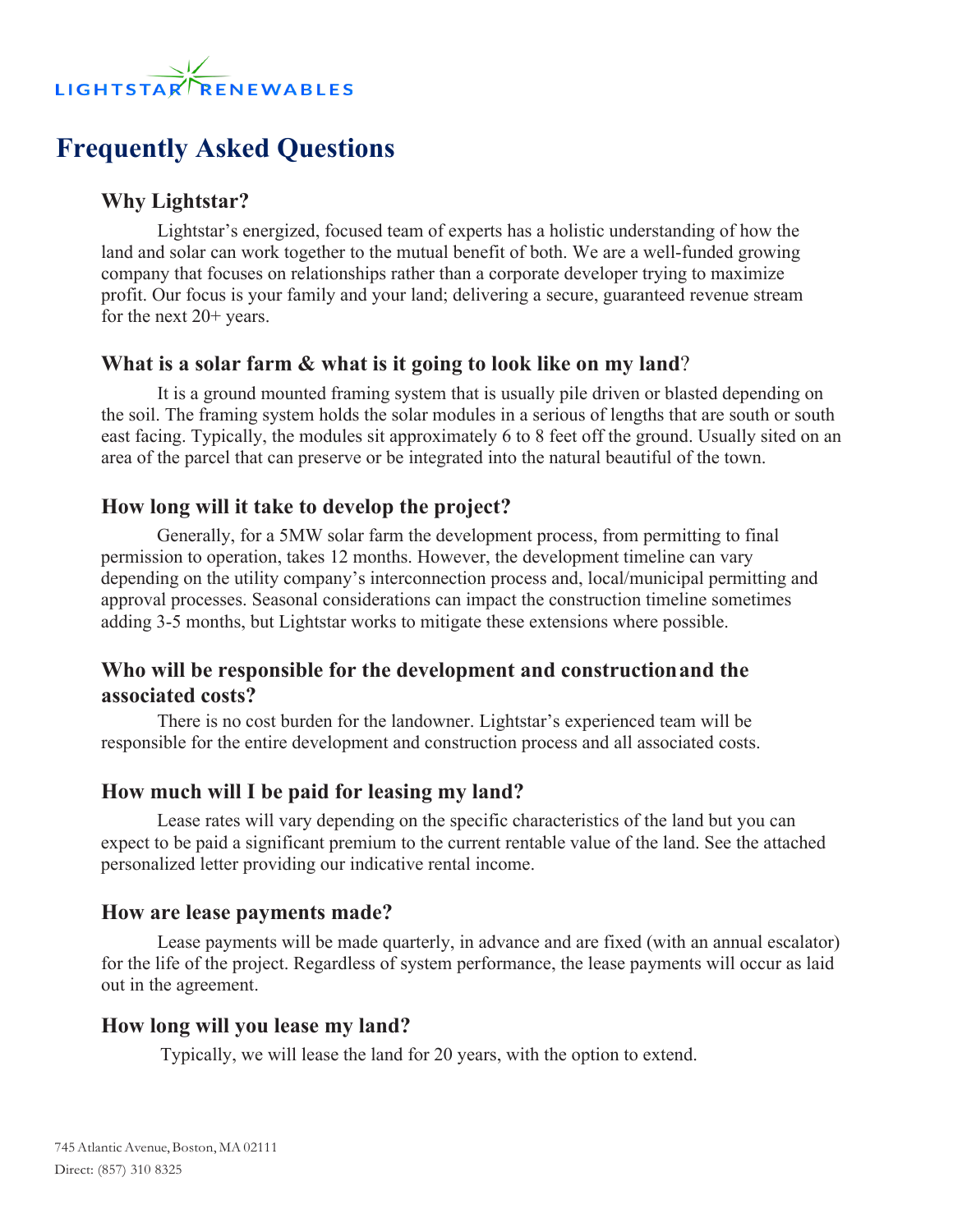LIGHTSTAR RENEWABLES

# Frequently Asked Questions

## Why Lightstar?

Lightstar's energized, focused team of experts has a holistic understanding of how the land and solar can work together to the mutual benefit of both. We are a well-funded growing company that focuses on relationships rather than a corporate developer trying to maximize profit. Our focus is your family and your land; delivering a secure, guaranteed revenue stream for the next 20+ years.

## What is a solar farm & what is it going to look like on my land?

It is a ground mounted framing system that is usually pile driven or blasted depending on the soil. The framing system holds the solar modules in a serious of lengths that are south or south east facing. Typically, the modules sit approximately 6 to 8 feet off the ground. Usually sited on an area of the parcel that can preserve or be integrated into the natural beautiful of the town.

## How long will it take to develop the project?

Generally, for a 5MW solar farm the development process, from permitting to final permission to operation, takes 12 months. However, the development timeline can vary depending on the utility company's interconnection process and, local/municipal permitting and approval processes. Seasonal considerations can impact the construction timeline sometimes adding 3-5 months, but Lightstar works to mitigate these extensions where possible.

## Who will be responsible for the development and construction and the associated costs?

There is no cost burden for the landowner. Lightstar's experienced team will be responsible for the entire development and construction process and all associated costs.

## How much will I be paid for leasing my land?

Lease rates will vary depending on the specific characteristics of the land but you can expect to be paid a significant premium to the current rentable value of the land. See the attached personalized letter providing our indicative rental income.

## How are lease payments made?

Lease payments will be made quarterly, in advance and are fixed (with an annual escalator) for the life of the project. Regardless of system performance, the lease payments will occur as laid out in the agreement.

## How long will you lease my land?

Typically, we will lease the land for 20 years, with the option to extend.

745 Atlantic Avenue, Boston, MA 02111
Direct: (857) 310 8325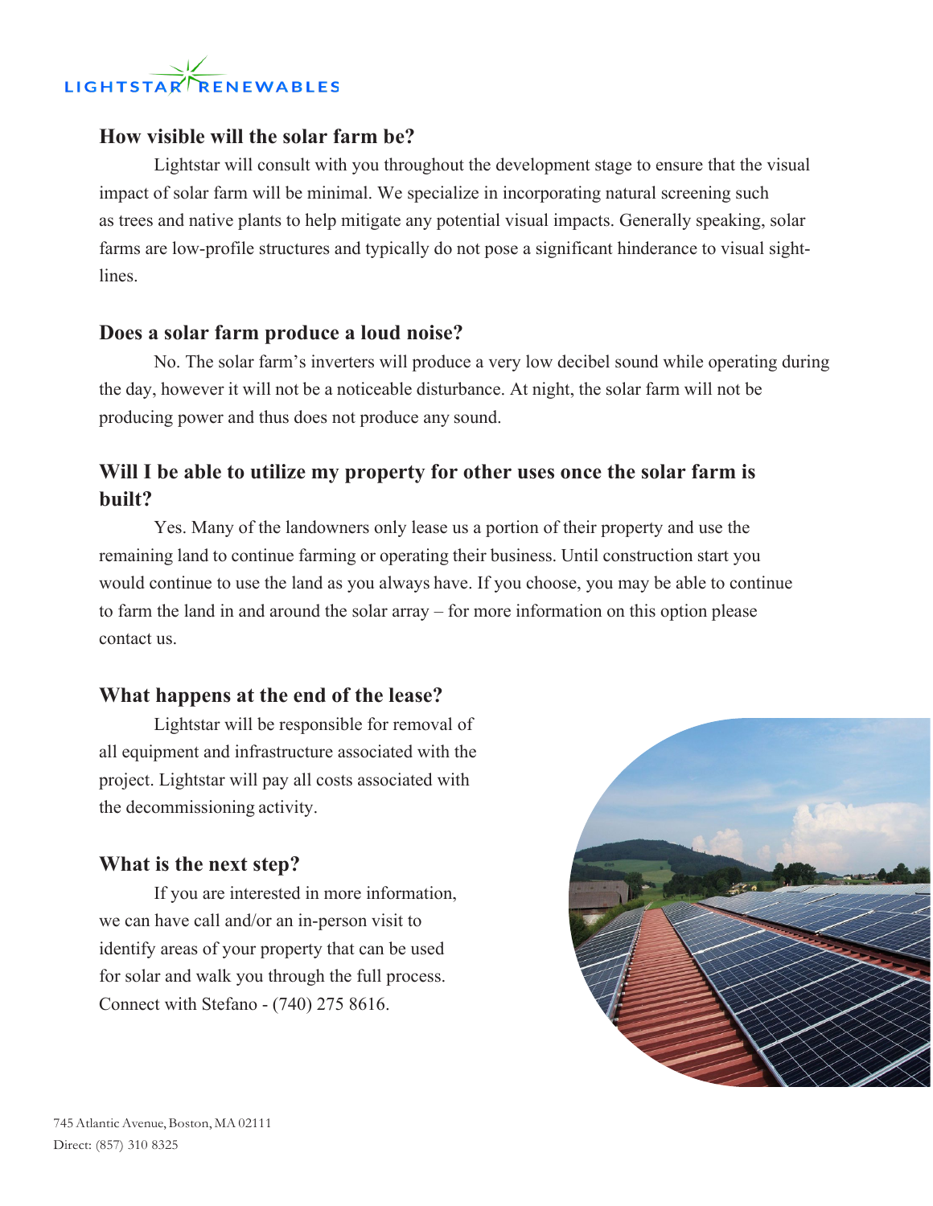## How visible will the solar farm be?

Lightstar will consult with you throughout the development stage to ensure that the visual impact of solar farm will be minimal. We specialize in incorporating natural screening such as trees and native plants to help mitigate any potential visual impacts. Generally speaking, solar farms are low-profile structures and typically do not pose a significant hinderance to visual sight-lines.

## Does a solar farm produce a loud noise?

No. The solar farm's inverters will produce a very low decibel sound while operating during the day, however it will not be a noticeable disturbance. At night, the solar farm will not be producing power and thus does not produce any sound.

## Will I be able to utilize my property for other uses once the solar farm is built?

Yes. Many of the landowners only lease us a portion of their property and use the remaining land to continue farming or operating their business. Until construction start you would continue to use the land as you always have. If you choose, you may be able to continue to farm the land in and around the solar array – for more information on this option please contact us.

## What happens at the end of the lease?

Lightstar will be responsible for removal of all equipment and infrastructure associated with the project. Lightstar will pay all costs associated with the decommissioning activity.

## What is the next step?

If you are interested in more information, we can have call and/or an in-person visit to identify areas of your property that can be used for solar and walk you through the full process. Connect with Stefano - (740) 275 8616.

745 Atlantic Avenue, Boston, MA 02111
Direct: (857) 310 8325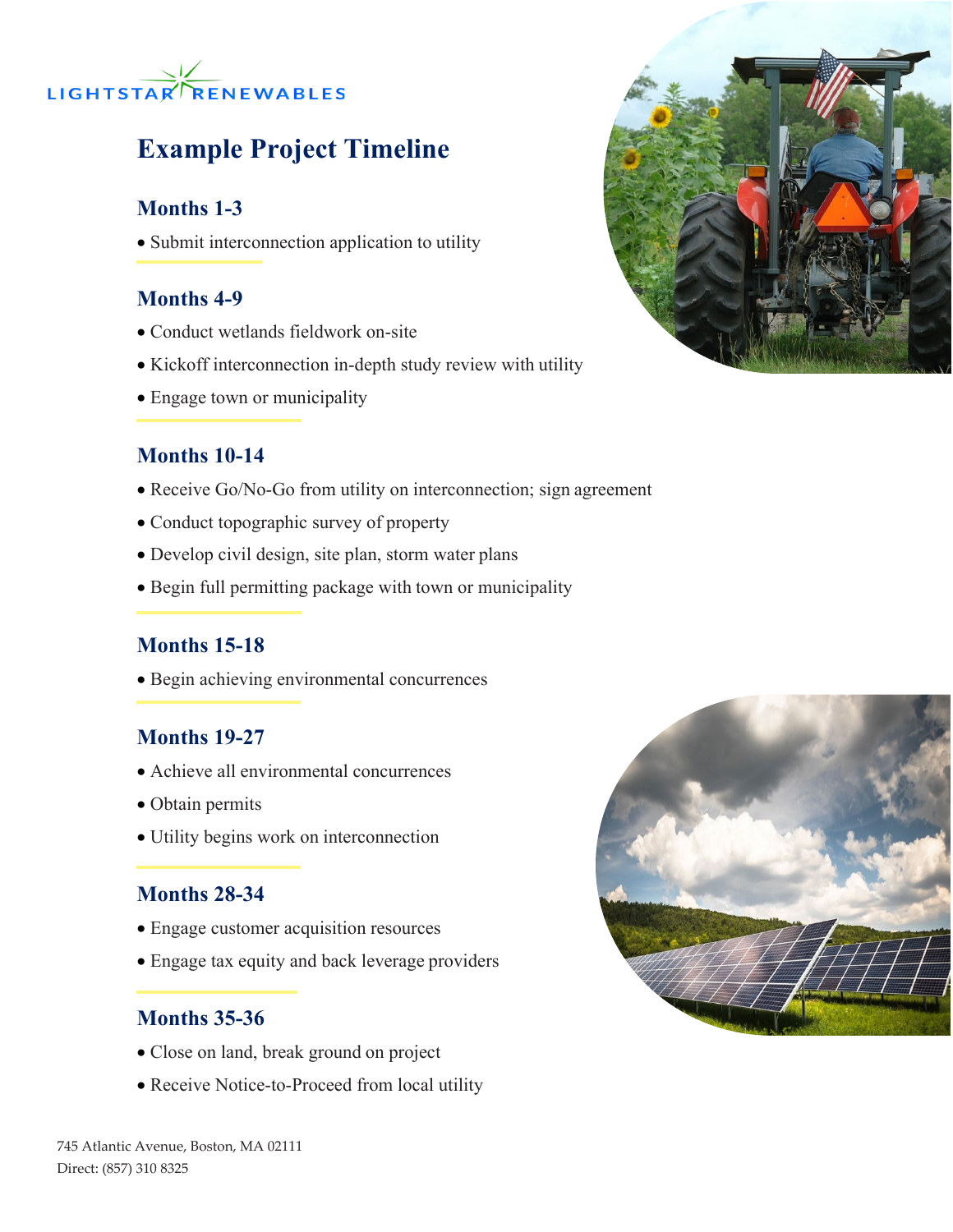LIGHTSTAR RENEWABLES

# Example Project Timeline

### Months 1-3

- Submit interconnection application to utility

### Months 4-9

- Conduct wetlands fieldwork on-site
- Kickoff interconnection in-depth study review with utility
- Engage town or municipality

### Months 10-14

- Receive Go/No-Go from utility on interconnection; sign agreement
- Conduct topographic survey of property
- Develop civil design, site plan, storm water plans
- Begin full permitting package with town or municipality

### Months 15-18

- Begin achieving environmental concurrences

### Months 19-27

- Achieve all environmental concurrences
- Obtain permits
- Utility begins work on interconnection

### Months 28-34

- Engage customer acquisition resources
- Engage tax equity and back leverage providers

### Months 35-36

- Close on land, break ground on project
- Receive Notice-to-Proceed from local utility

745 Atlantic Avenue, Boston, MA 02111
Direct: (857) 310 8325